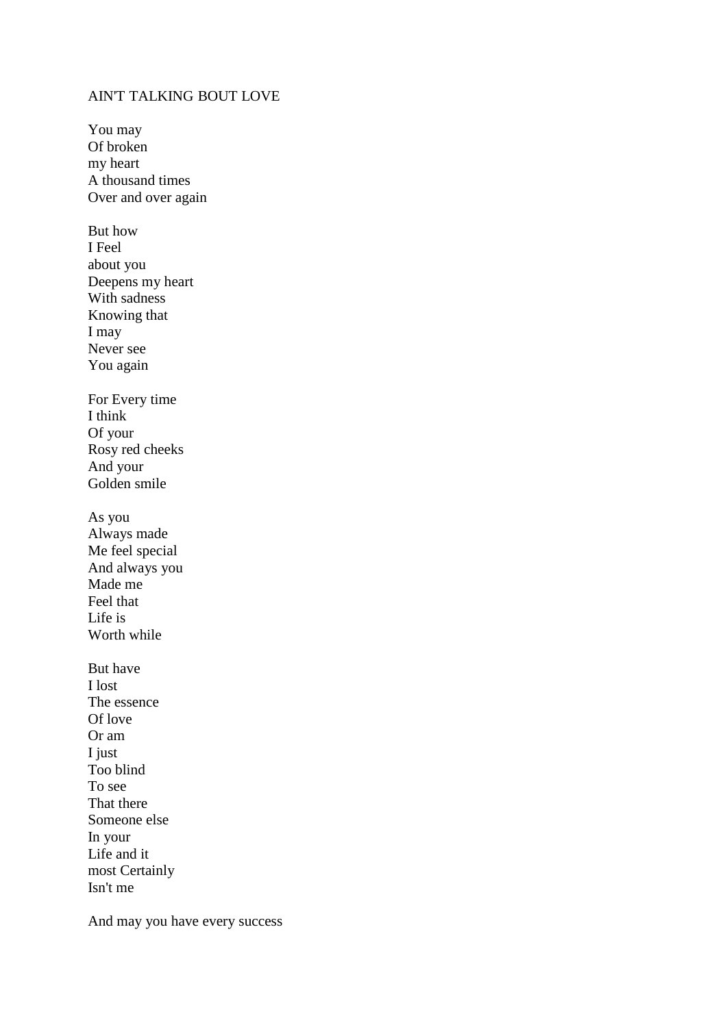AIN'T TALKING BOUT LOVE

You may  
Of broken  
my heart  
A thousand times  
Over and over again

But how  
I Feel  
about you  
Deepens my heart  
With sadness  
Knowing that  
I may  
Never see  
You again

For Every time  
I think  
Of your  
Rosy red cheeks  
And your  
Golden smile

As you  
Always made  
Me feel special  
And always you  
Made me  
Feel that  
Life is  
Worth while

But have  
I lost  
The essence  
Of love  
Or am  
I just  
Too blind  
To see  
That there  
Someone else  
In your  
Life and it  
most Certainly  
Isn't me

And may you have every success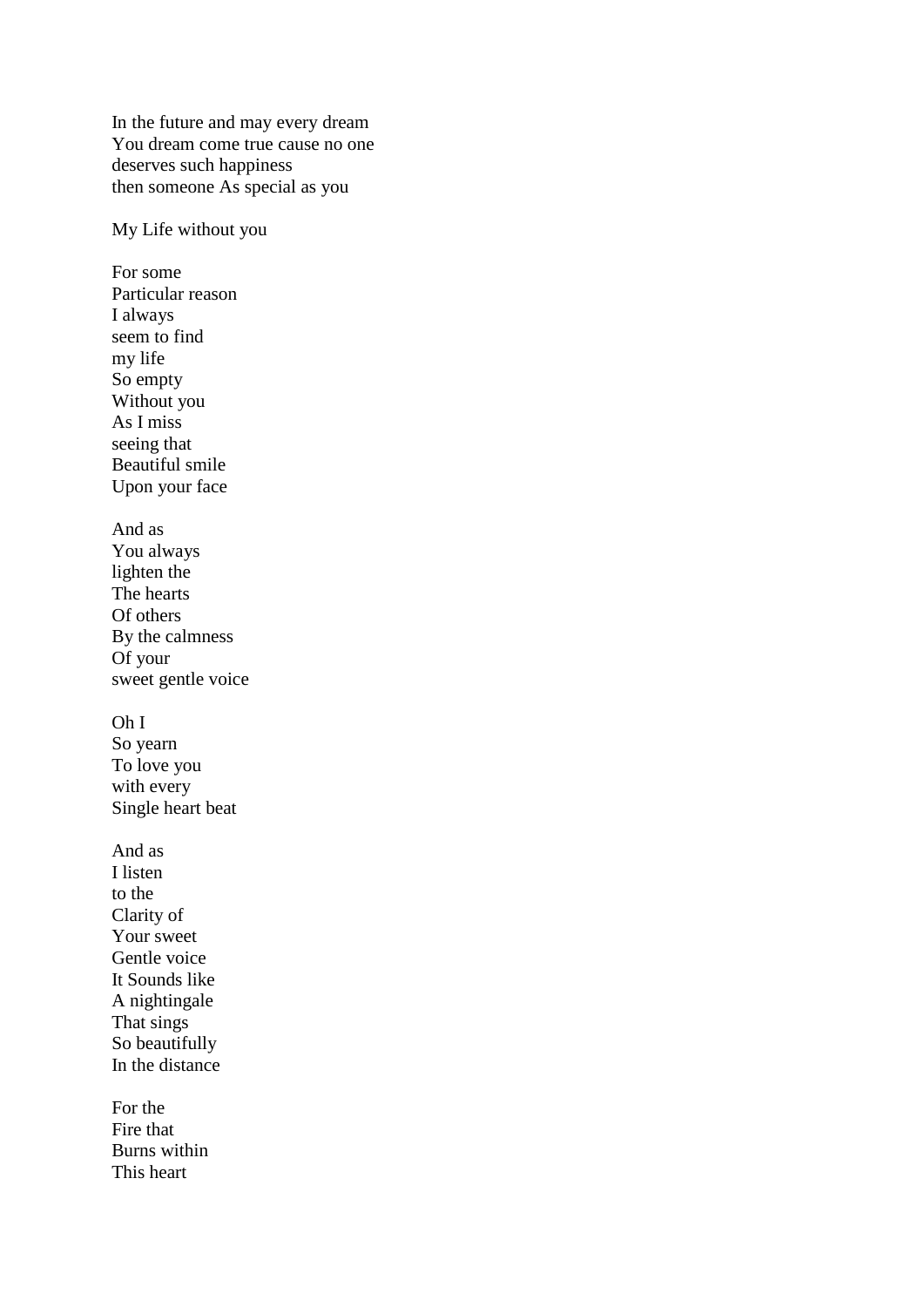In the future and may every dream
You dream come true cause no one
deserves such happiness
then someone As special as you

My Life without you

For some
Particular reason
I always
seem to find
my life
So empty
Without you
As I miss
seeing that
Beautiful smile
Upon your face

And as
You always
lighten the
The hearts
Of others
By the calmness
Of your
sweet gentle voice

Oh I
So yearn
To love you
with every
Single heart beat

And as
I listen
to the
Clarity of
Your sweet
Gentle voice
It Sounds like
A nightingale
That sings
So beautifully
In the distance

For the
Fire that
Burns within
This heart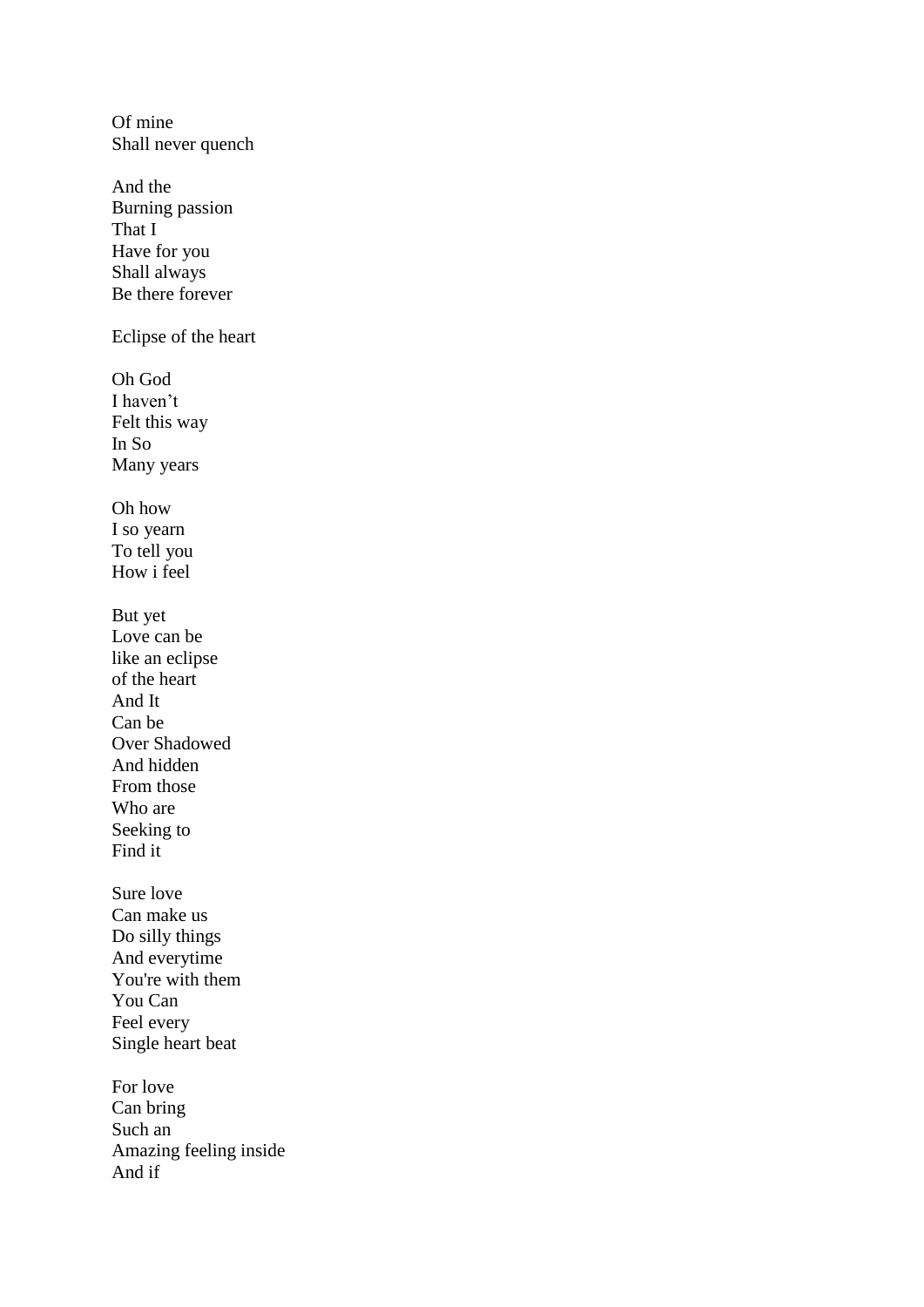Of mine
Shall never quench

And the
Burning passion
That I
Have for you
Shall always
Be there forever

Eclipse of the heart

Oh God
I haven't
Felt this way
In So
Many years

Oh how
I so yearn
To tell you
How i feel

But yet
Love can be
like an eclipse
of the heart
And It
Can be
Over Shadowed
And hidden
From those
Who are
Seeking to
Find it

Sure love
Can make us
Do silly things
And everytime
You're with them
You Can
Feel every
Single heart beat

For love
Can bring
Such an
Amazing feeling inside
And if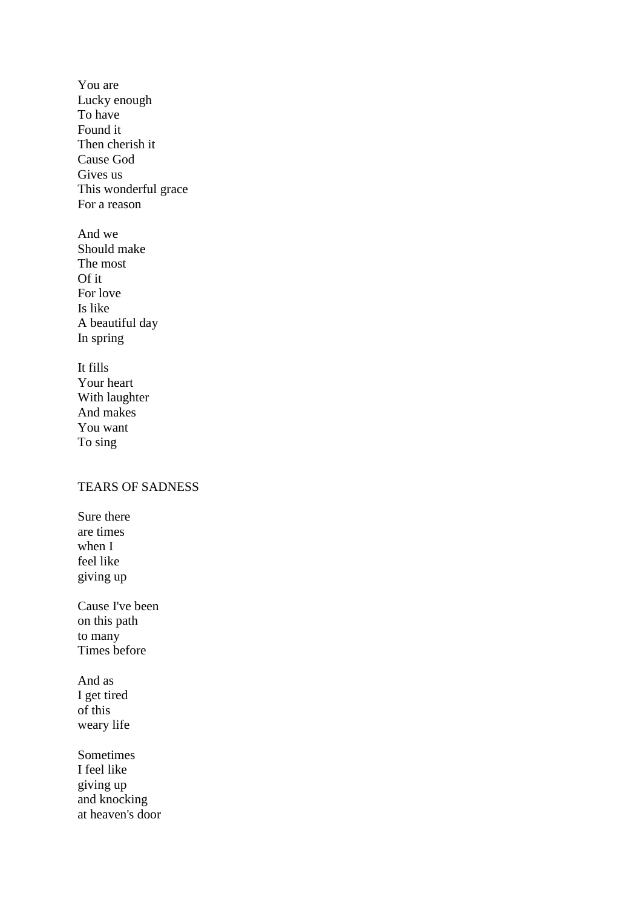You are
Lucky enough
To have
Found it
Then cherish it
Cause God
Gives us
This wonderful grace
For a reason

And we
Should make
The most
Of it
For love
Is like
A beautiful day
In spring

It fills
Your heart
With laughter
And makes
You want
To sing

## TEARS OF SADNESS

Sure there
are times
when I
feel like
giving up

Cause I've been
on this path
to many
Times before

And as
I get tired
of this
weary life

Sometimes
I feel like
giving up
and knocking
at heaven's door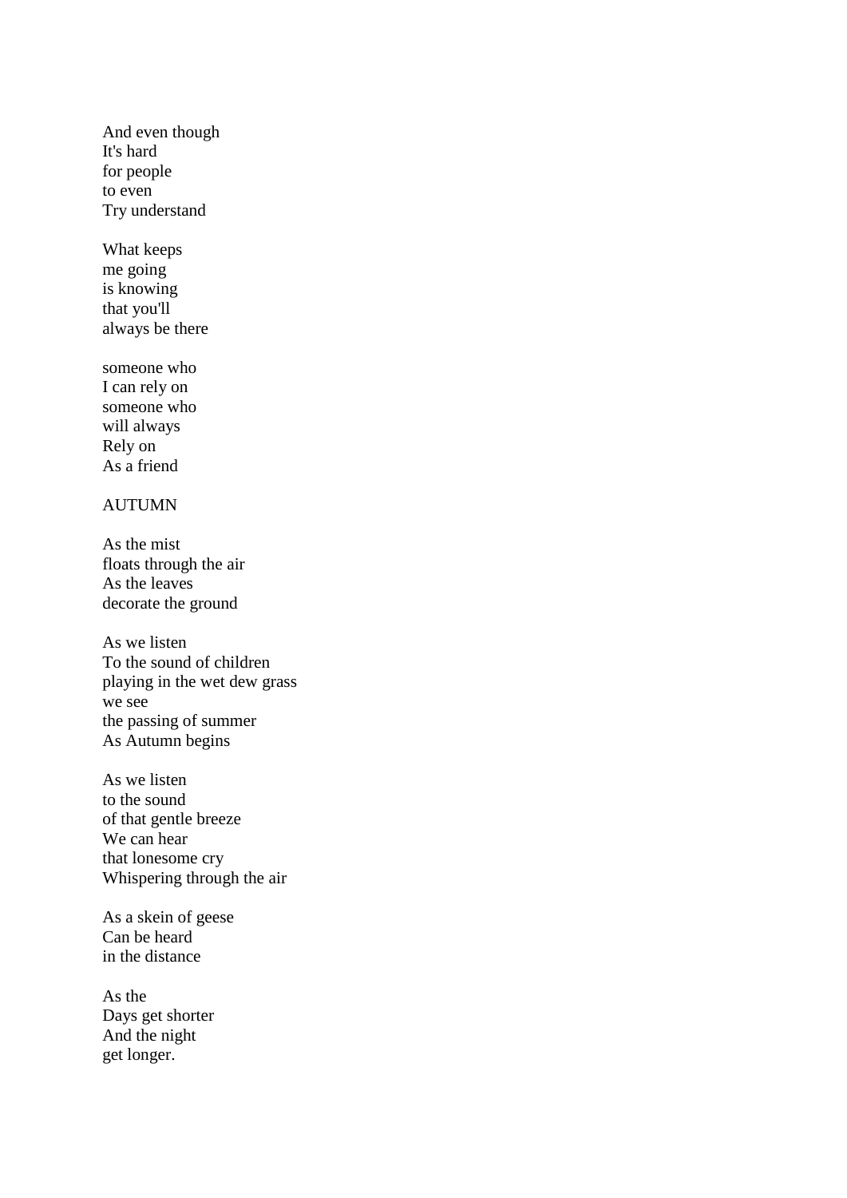And even though  
It's hard  
for people  
to even  
Try understand

What keeps  
me going  
is knowing  
that you'll  
always be there

someone who  
I can rely on  
someone who  
will always  
Rely on  
As a friend

## AUTUMN

As the mist  
floats through the air  
As the leaves  
decorate the ground

As we listen  
To the sound of children  
playing in the wet dew grass  
we see  
the passing of summer  
As Autumn begins

As we listen  
to the sound  
of that gentle breeze  
We can hear  
that lonesome cry  
Whispering through the air

As a skein of geese  
Can be heard  
in the distance

As the  
Days get shorter  
And the night  
get longer.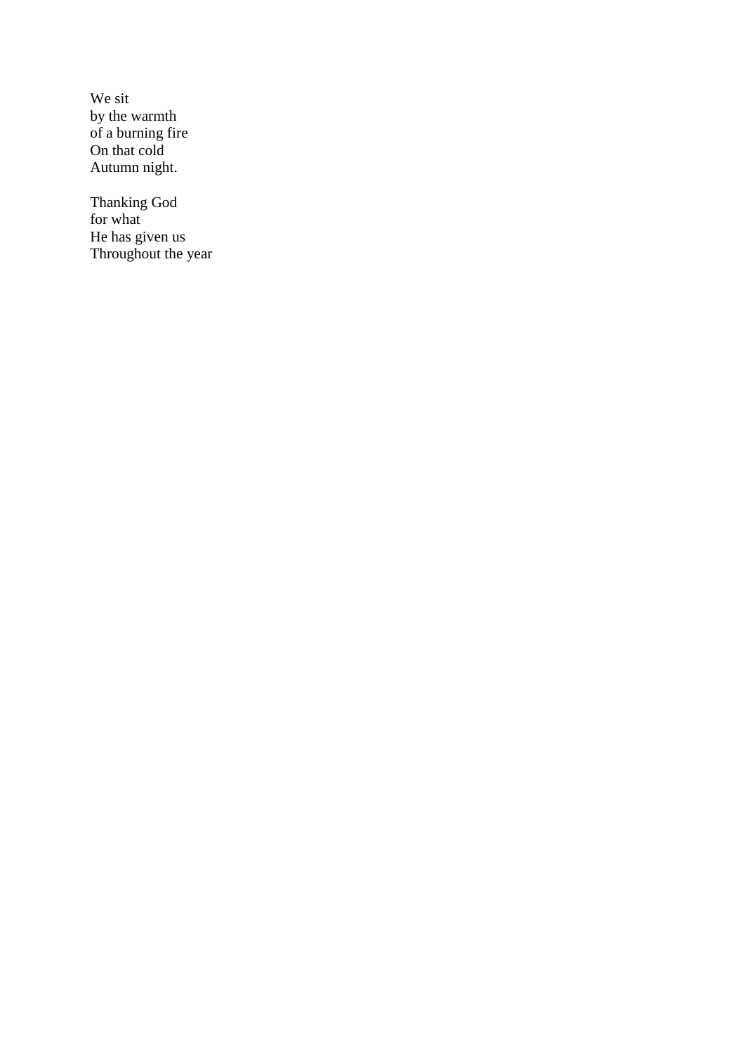We sit  
by the warmth  
of a burning fire  
On that cold  
Autumn night.

Thanking God  
for what  
He has given us  
Throughout the year